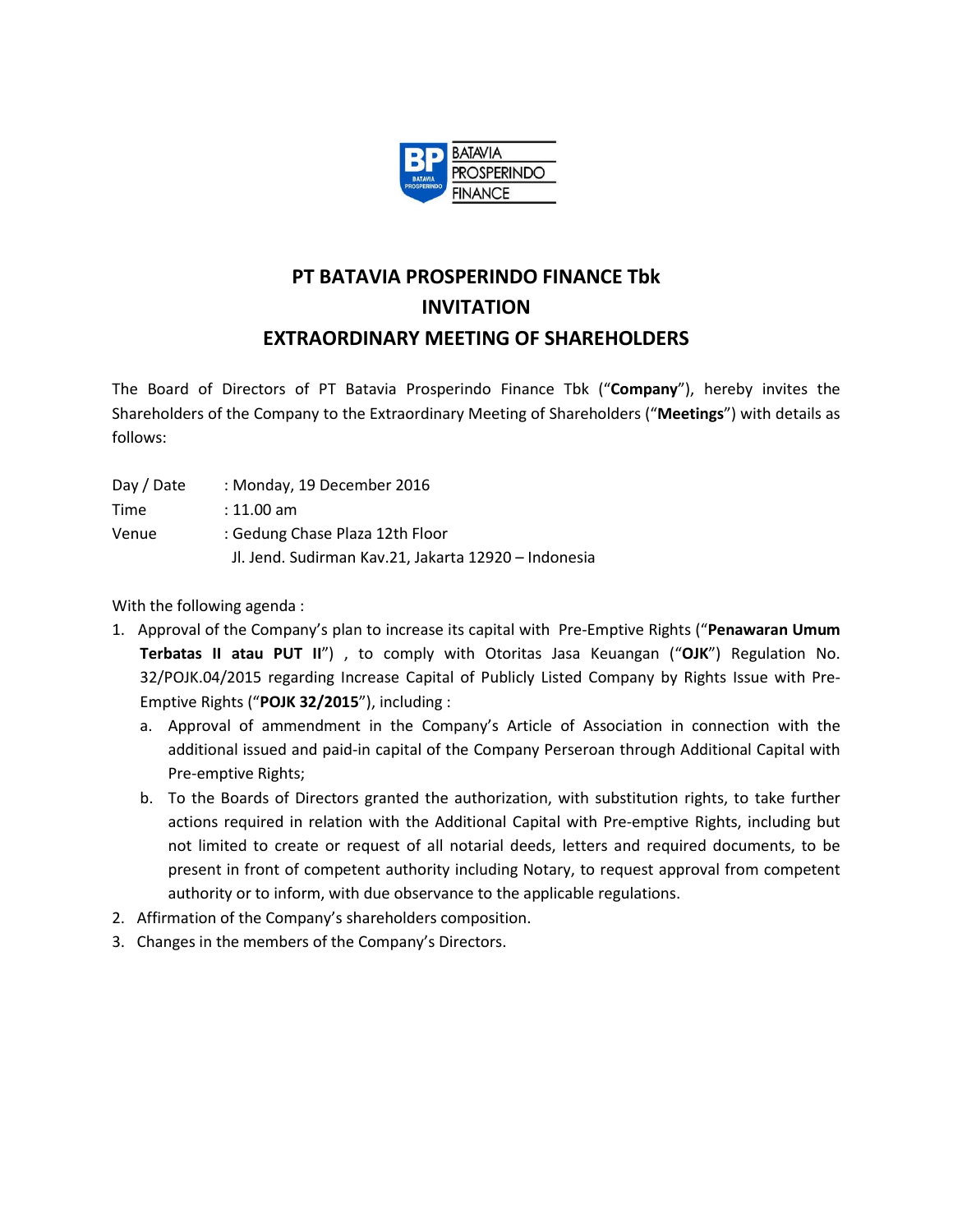# PT BATAVIA PROSPERINDO FINANCE Tbk
# INVITATION
# EXTRAORDINARY MEETING OF SHAREHOLDERS

The Board of Directors of PT Batavia Prosperindo Finance Tbk ("**Company**"), hereby invites the Shareholders of the Company to the Extraordinary Meeting of Shareholders ("**Meetings**") with details as follows:

Day / Date : Monday, 19 December 2016
Time : 11.00 am
Venue : Gedung Chase Plaza 12th Floor
Jl. Jend. Sudirman Kav.21, Jakarta 12920 – Indonesia

With the following agenda :

1. Approval of the Company's plan to increase its capital with Pre-Emptive Rights ("**Penawaran Umum Terbatas II atau PUT II**") , to comply with Otoritas Jasa Keuangan ("**OJK**") Regulation No. 32/POJK.04/2015 regarding Increase Capital of Publicly Listed Company by Rights Issue with Pre-Emptive Rights ("**POJK 32/2015**"), including :
   a. Approval of ammendment in the Company's Article of Association in connection with the additional issued and paid-in capital of the Company Perseroan through Additional Capital with Pre-emptive Rights;
   b. To the Boards of Directors granted the authorization, with substitution rights, to take further actions required in relation with the Additional Capital with Pre-emptive Rights, including but not limited to create or request of all notarial deeds, letters and required documents, to be present in front of competent authority including Notary, to request approval from competent authority or to inform, with due observance to the applicable regulations.
2. Affirmation of the Company's shareholders composition.
3. Changes in the members of the Company's Directors.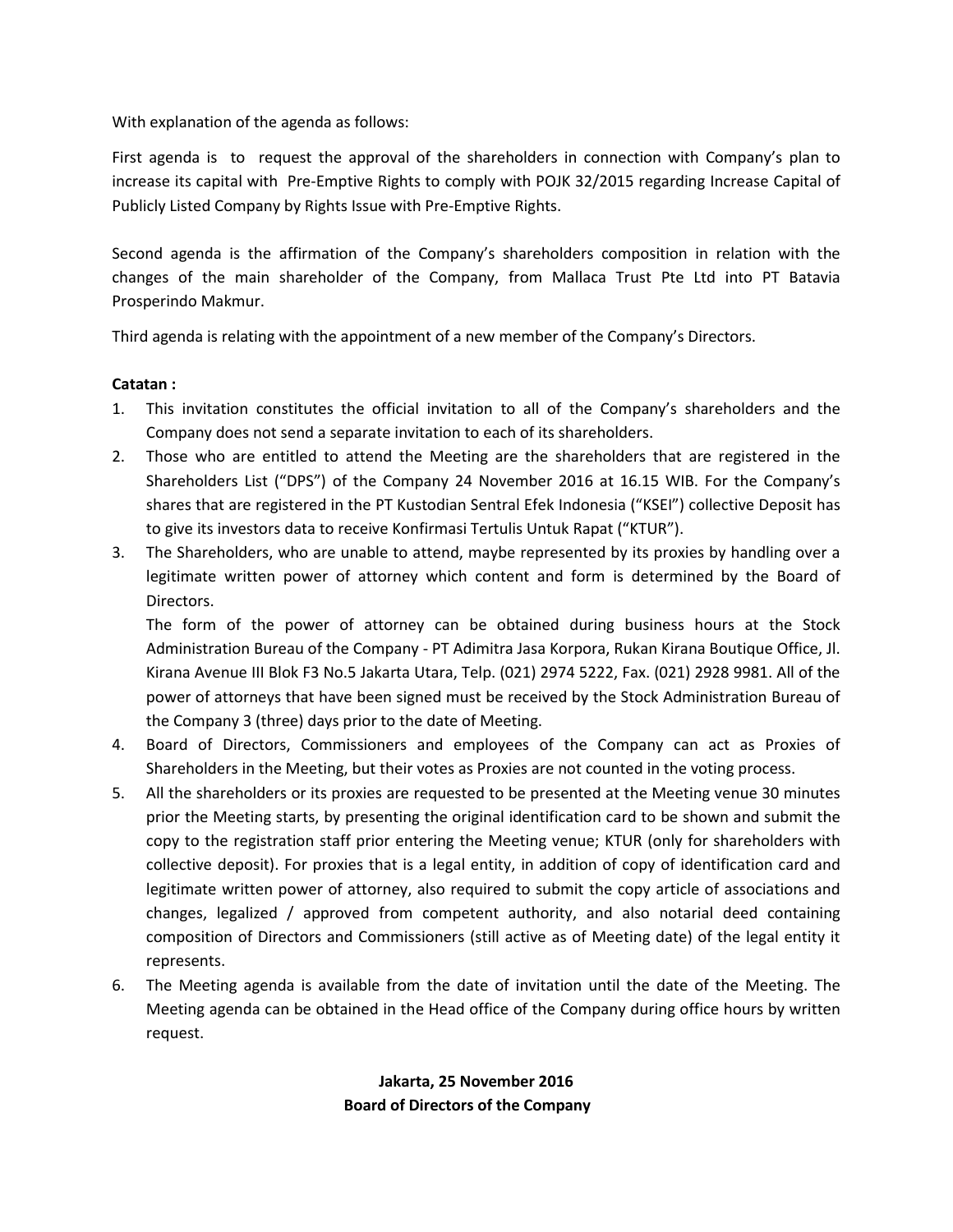With explanation of the agenda as follows:

First agenda is to request the approval of the shareholders in connection with Company's plan to increase its capital with Pre-Emptive Rights to comply with POJK 32/2015 regarding Increase Capital of Publicly Listed Company by Rights Issue with Pre-Emptive Rights.

Second agenda is the affirmation of the Company's shareholders composition in relation with the changes of the main shareholder of the Company, from Mallaca Trust Pte Ltd into PT Batavia Prosperindo Makmur.

Third agenda is relating with the appointment of a new member of the Company's Directors.

**Catatan :**

1. This invitation constitutes the official invitation to all of the Company's shareholders and the Company does not send a separate invitation to each of its shareholders.
2. Those who are entitled to attend the Meeting are the shareholders that are registered in the Shareholders List ("DPS") of the Company 24 November 2016 at 16.15 WIB. For the Company's shares that are registered in the PT Kustodian Sentral Efek Indonesia ("KSEI") collective Deposit has to give its investors data to receive Konfirmasi Tertulis Untuk Rapat ("KTUR").
3. The Shareholders, who are unable to attend, maybe represented by its proxies by handling over a legitimate written power of attorney which content and form is determined by the Board of Directors.
   The form of the power of attorney can be obtained during business hours at the Stock Administration Bureau of the Company - PT Adimitra Jasa Korpora, Rukan Kirana Boutique Office, Jl. Kirana Avenue III Blok F3 No.5 Jakarta Utara, Telp. (021) 2974 5222, Fax. (021) 2928 9981. All of the power of attorneys that have been signed must be received by the Stock Administration Bureau of the Company 3 (three) days prior to the date of Meeting.
4. Board of Directors, Commissioners and employees of the Company can act as Proxies of Shareholders in the Meeting, but their votes as Proxies are not counted in the voting process.
5. All the shareholders or its proxies are requested to be presented at the Meeting venue 30 minutes prior the Meeting starts, by presenting the original identification card to be shown and submit the copy to the registration staff prior entering the Meeting venue; KTUR (only for shareholders with collective deposit). For proxies that is a legal entity, in addition of copy of identification card and legitimate written power of attorney, also required to submit the copy article of associations and changes, legalized / approved from competent authority, and also notarial deed containing composition of Directors and Commissioners (still active as of Meeting date) of the legal entity it represents.
6. The Meeting agenda is available from the date of invitation until the date of the Meeting. The Meeting agenda can be obtained in the Head office of the Company during office hours by written request.

**Jakarta, 25 November 2016**
**Board of Directors of the Company**